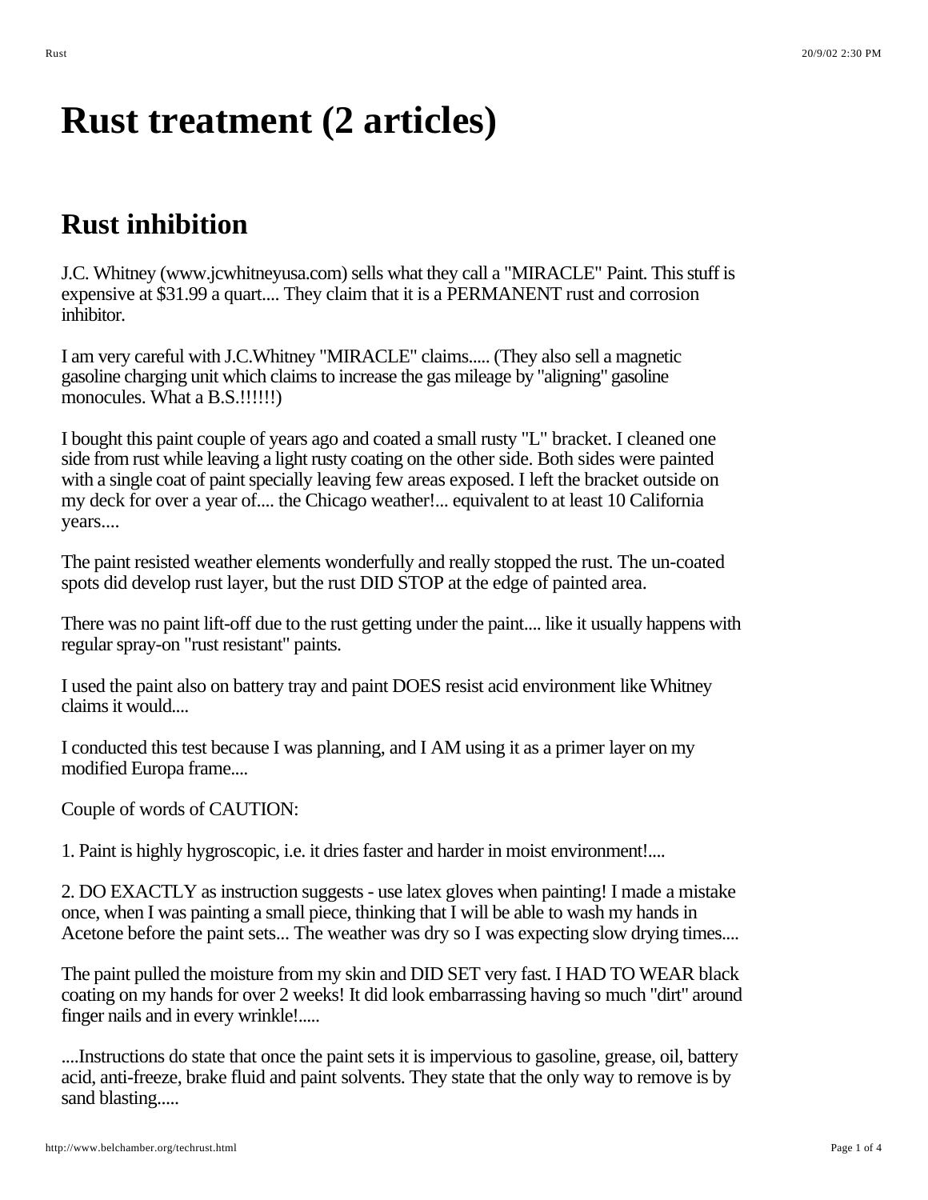# Rust treatment (2 articles)

## Rust inhibition

J.C. Whitney (www.jcwhitneyusa.com) sells what they call a "MIRACLE" Paint. This stuff is expensive at $31.99 a quart.... They claim that it is a PERMANENT rust and corrosion inhibitor.

I am very careful with J.C.Whitney "MIRACLE" claims..... (They also sell a magnetic gasoline charging unit which claims to increase the gas mileage by "aligning" gasoline monocules. What a B.S.!!!!!!)

I bought this paint couple of years ago and coated a small rusty "L" bracket. I cleaned one side from rust while leaving a light rusty coating on the other side. Both sides were painted with a single coat of paint specially leaving few areas exposed. I left the bracket outside on my deck for over a year of.... the Chicago weather!... equivalent to at least 10 California years....

The paint resisted weather elements wonderfully and really stopped the rust. The un-coated spots did develop rust layer, but the rust DID STOP at the edge of painted area.

There was no paint lift-off due to the rust getting under the paint.... like it usually happens with regular spray-on "rust resistant" paints.

I used the paint also on battery tray and paint DOES resist acid environment like Whitney claims it would....

I conducted this test because I was planning, and I AM using it as a primer layer on my modified Europa frame....

Couple of words of CAUTION:

1. Paint is highly hygroscopic, i.e. it dries faster and harder in moist environment!....

2. DO EXACTLY as instruction suggests - use latex gloves when painting! I made a mistake once, when I was painting a small piece, thinking that I will be able to wash my hands in Acetone before the paint sets... The weather was dry so I was expecting slow drying times....

The paint pulled the moisture from my skin and DID SET very fast. I HAD TO WEAR black coating on my hands for over 2 weeks! It did look embarrassing having so much "dirt" around finger nails and in every wrinkle!.....

....Instructions do state that once the paint sets it is impervious to gasoline, grease, oil, battery acid, anti-freeze, brake fluid and paint solvents. They state that the only way to remove is by sand blasting.....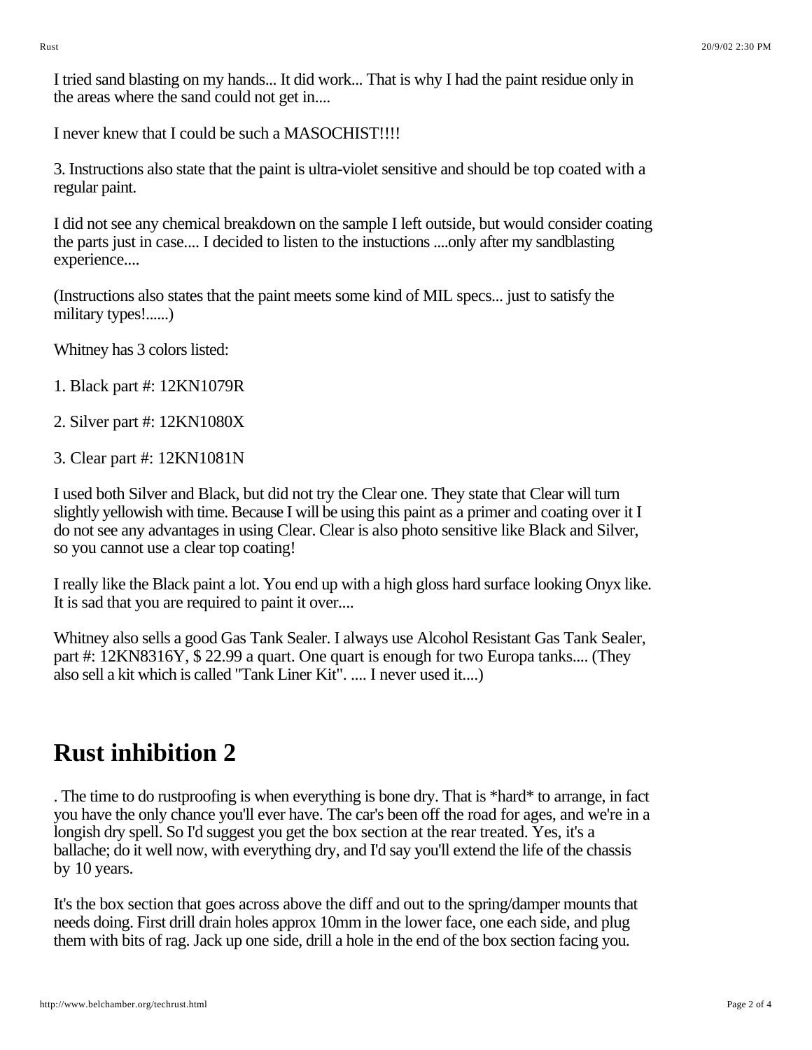I tried sand blasting on my hands... It did work... That is why I had the paint residue only in the areas where the sand could not get in....

I never knew that I could be such a MASOCHIST!!!!

3. Instructions also state that the paint is ultra-violet sensitive and should be top coated with a regular paint.

I did not see any chemical breakdown on the sample I left outside, but would consider coating the parts just in case.... I decided to listen to the instuctions ....only after my sandblasting experience....

(Instructions also states that the paint meets some kind of MIL specs... just to satisfy the military types!......)

Whitney has 3 colors listed:

1. Black part #: 12KN1079R

2. Silver part #: 12KN1080X

3. Clear part #: 12KN1081N

I used both Silver and Black, but did not try the Clear one. They state that Clear will turn slightly yellowish with time. Because I will be using this paint as a primer and coating over it I do not see any advantages in using Clear. Clear is also photo sensitive like Black and Silver, so you cannot use a clear top coating!

I really like the Black paint a lot. You end up with a high gloss hard surface looking Onyx like. It is sad that you are required to paint it over....

Whitney also sells a good Gas Tank Sealer. I always use Alcohol Resistant Gas Tank Sealer, part #: 12KN8316Y, $ 22.99 a quart. One quart is enough for two Europa tanks.... (They also sell a kit which is called "Tank Liner Kit". .... I never used it....)

# Rust inhibition 2

. The time to do rustproofing is when everything is bone dry. That is *hard* to arrange, in fact you have the only chance you'll ever have. The car's been off the road for ages, and we're in a longish dry spell. So I'd suggest you get the box section at the rear treated. Yes, it's a ballache; do it well now, with everything dry, and I'd say you'll extend the life of the chassis by 10 years.

It's the box section that goes across above the diff and out to the spring/damper mounts that needs doing. First drill drain holes approx 10mm in the lower face, one each side, and plug them with bits of rag. Jack up one side, drill a hole in the end of the box section facing you.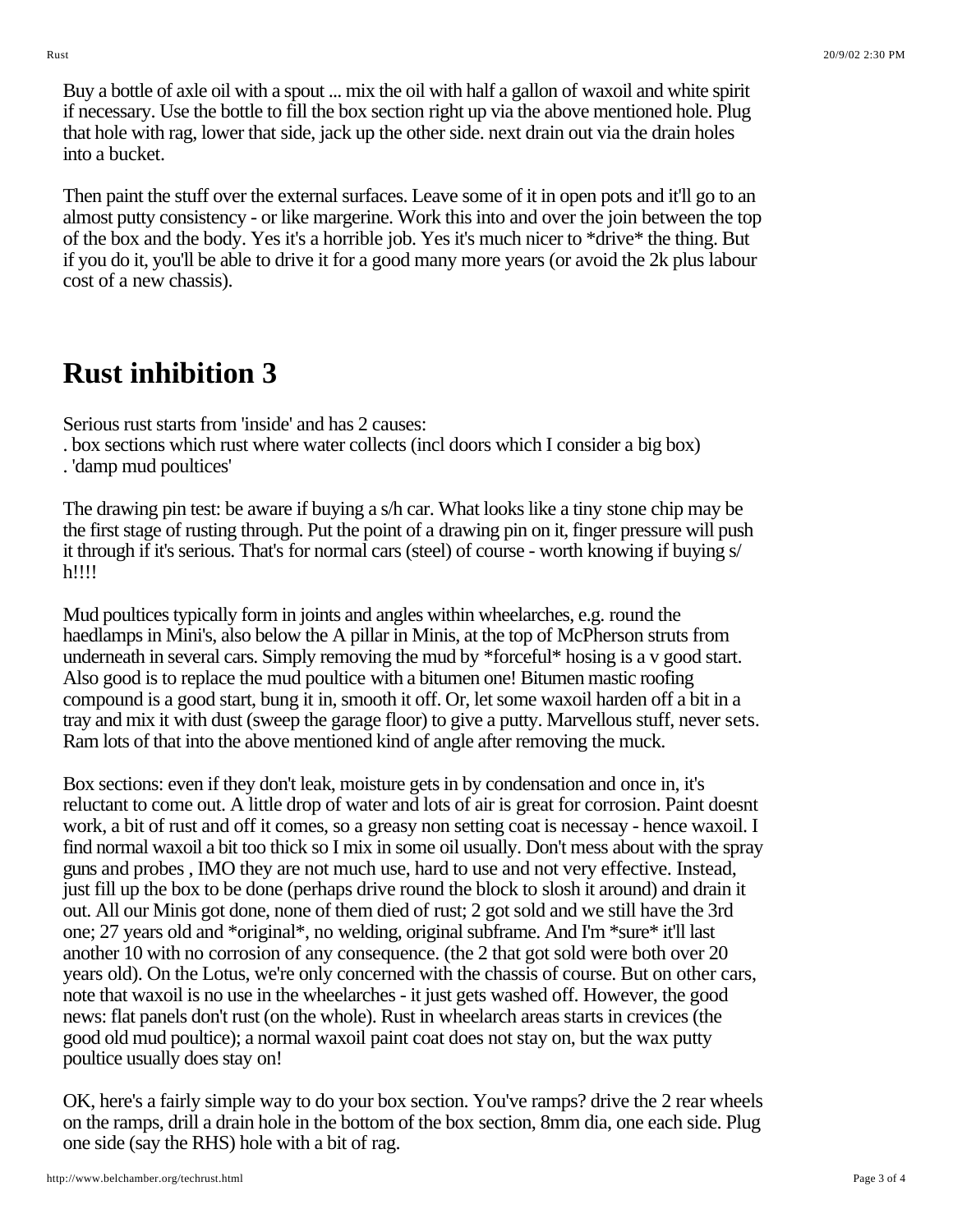Buy a bottle of axle oil with a spout ... mix the oil with half a gallon of waxoil and white spirit if necessary. Use the bottle to fill the box section right up via the above mentioned hole. Plug that hole with rag, lower that side, jack up the other side. next drain out via the drain holes into a bucket.

Then paint the stuff over the external surfaces. Leave some of it in open pots and it'll go to an almost putty consistency - or like margerine. Work this into and over the join between the top of the box and the body. Yes it's a horrible job. Yes it's much nicer to *drive* the thing. But if you do it, you'll be able to drive it for a good many more years (or avoid the 2k plus labour cost of a new chassis).

# Rust inhibition 3

Serious rust starts from 'inside' and has 2 causes:
. box sections which rust where water collects (incl doors which I consider a big box)
. 'damp mud poultices'

The drawing pin test: be aware if buying a s/h car. What looks like a tiny stone chip may be the first stage of rusting through. Put the point of a drawing pin on it, finger pressure will push it through if it's serious. That's for normal cars (steel) of course - worth knowing if buying s/h!!!!

Mud poultices typically form in joints and angles within wheelarches, e.g. round the haedlamps in Mini's, also below the A pillar in Minis, at the top of McPherson struts from underneath in several cars. Simply removing the mud by *forceful* hosing is a v good start. Also good is to replace the mud poultice with a bitumen one! Bitumen mastic roofing compound is a good start, bung it in, smooth it off. Or, let some waxoil harden off a bit in a tray and mix it with dust (sweep the garage floor) to give a putty. Marvellous stuff, never sets. Ram lots of that into the above mentioned kind of angle after removing the muck.

Box sections: even if they don't leak, moisture gets in by condensation and once in, it's reluctant to come out. A little drop of water and lots of air is great for corrosion. Paint doesnt work, a bit of rust and off it comes, so a greasy non setting coat is necessay - hence waxoil. I find normal waxoil a bit too thick so I mix in some oil usually. Don't mess about with the spray guns and probes , IMO they are not much use, hard to use and not very effective. Instead, just fill up the box to be done (perhaps drive round the block to slosh it around) and drain it out. All our Minis got done, none of them died of rust; 2 got sold and we still have the 3rd one; 27 years old and *original*, no welding, original subframe. And I'm *sure* it'll last another 10 with no corrosion of any consequence. (the 2 that got sold were both over 20 years old). On the Lotus, we're only concerned with the chassis of course. But on other cars, note that waxoil is no use in the wheelarches - it just gets washed off. However, the good news: flat panels don't rust (on the whole). Rust in wheelarch areas starts in crevices (the good old mud poultice); a normal waxoil paint coat does not stay on, but the wax putty poultice usually does stay on!

OK, here's a fairly simple way to do your box section. You've ramps? drive the 2 rear wheels on the ramps, drill a drain hole in the bottom of the box section, 8mm dia, one each side. Plug one side (say the RHS) hole with a bit of rag.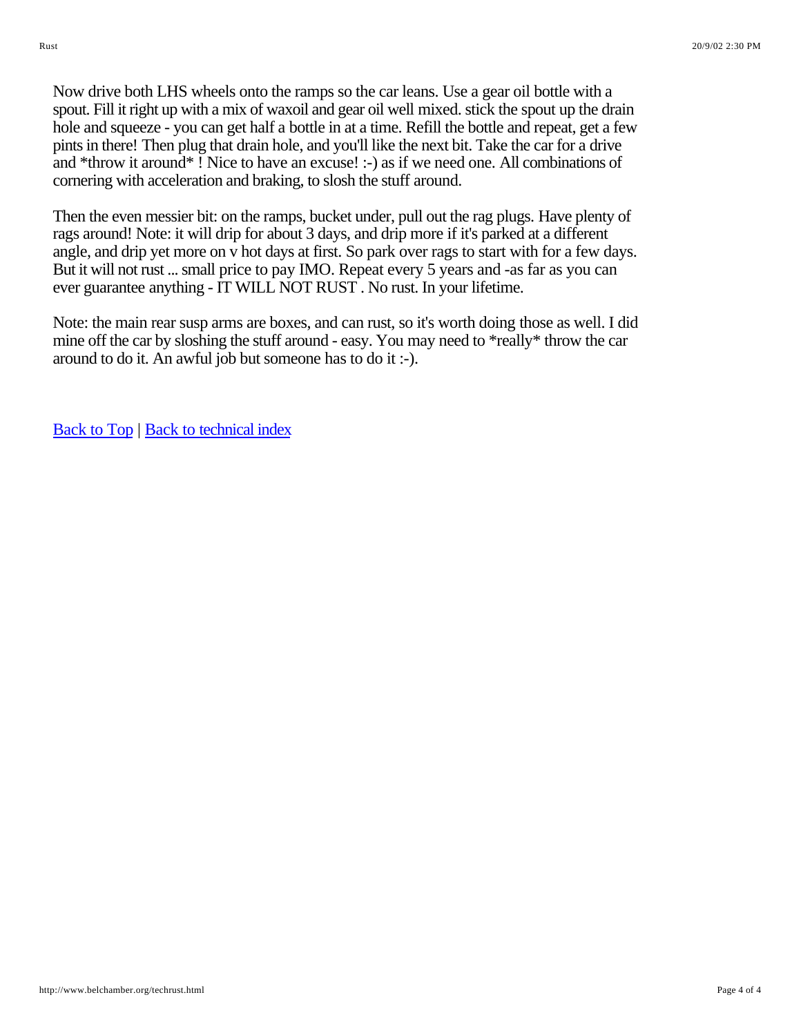Now drive both LHS wheels onto the ramps so the car leans. Use a gear oil bottle with a spout. Fill it right up with a mix of waxoil and gear oil well mixed. stick the spout up the drain hole and squeeze - you can get half a bottle in at a time. Refill the bottle and repeat, get a few pints in there! Then plug that drain hole, and you'll like the next bit. Take the car for a drive and *throw it around* ! Nice to have an excuse! :-) as if we need one. All combinations of cornering with acceleration and braking, to slosh the stuff around.

Then the even messier bit: on the ramps, bucket under, pull out the rag plugs. Have plenty of rags around! Note: it will drip for about 3 days, and drip more if it's parked at a different angle, and drip yet more on v hot days at first. So park over rags to start with for a few days. But it will not rust ... small price to pay IMO. Repeat every 5 years and -as far as you can ever guarantee anything - IT WILL NOT RUST . No rust. In your lifetime.

Note: the main rear susp arms are boxes, and can rust, so it's worth doing those as well. I did mine off the car by sloshing the stuff around - easy. You may need to *really* throw the car around to do it. An awful job but someone has to do it :-).

[Back to Top](#) | [Back to technical index](#)